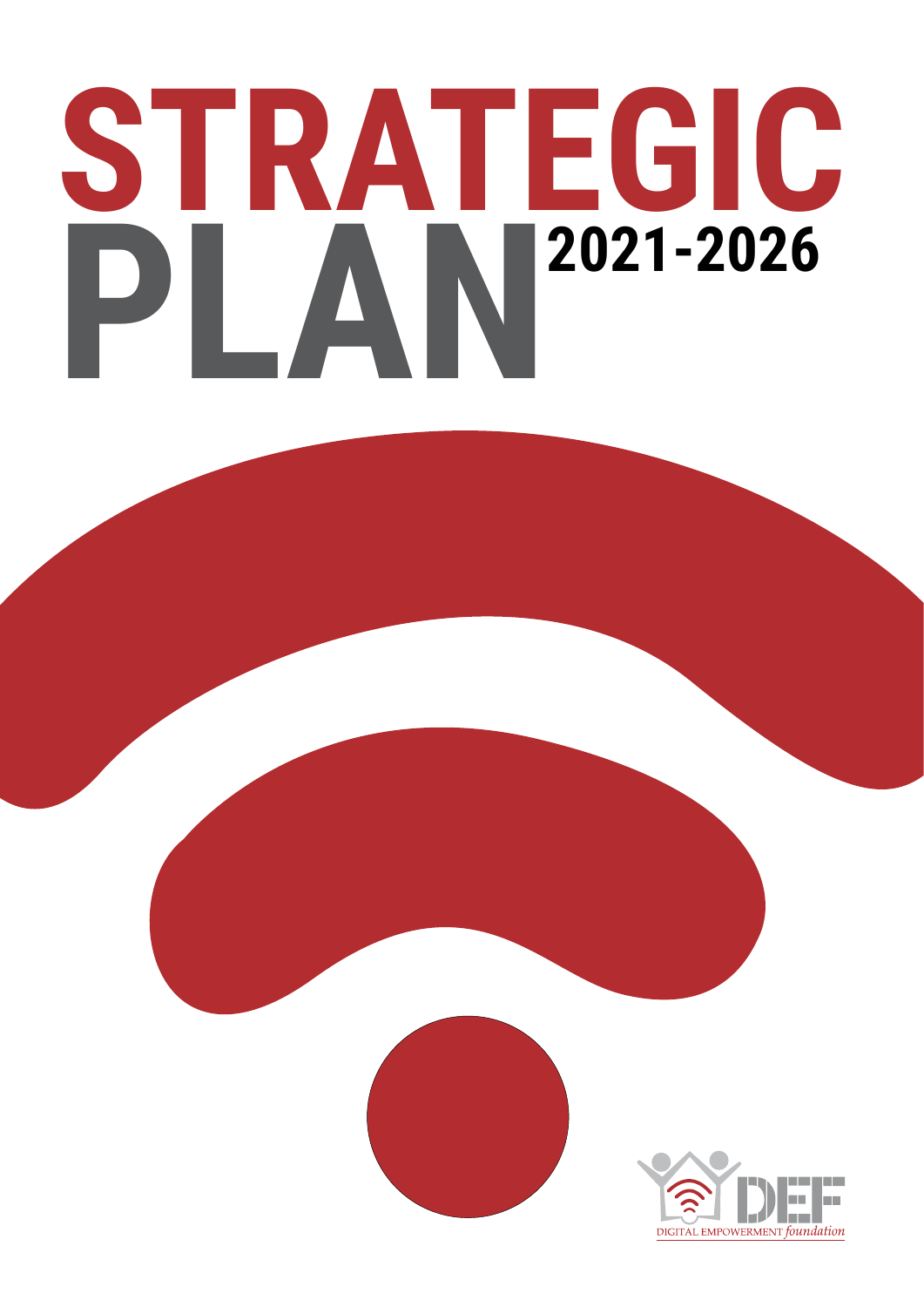# STRATEGIC PLAN 2021-2026

DIGITAL EMPOWERMENT *foundation*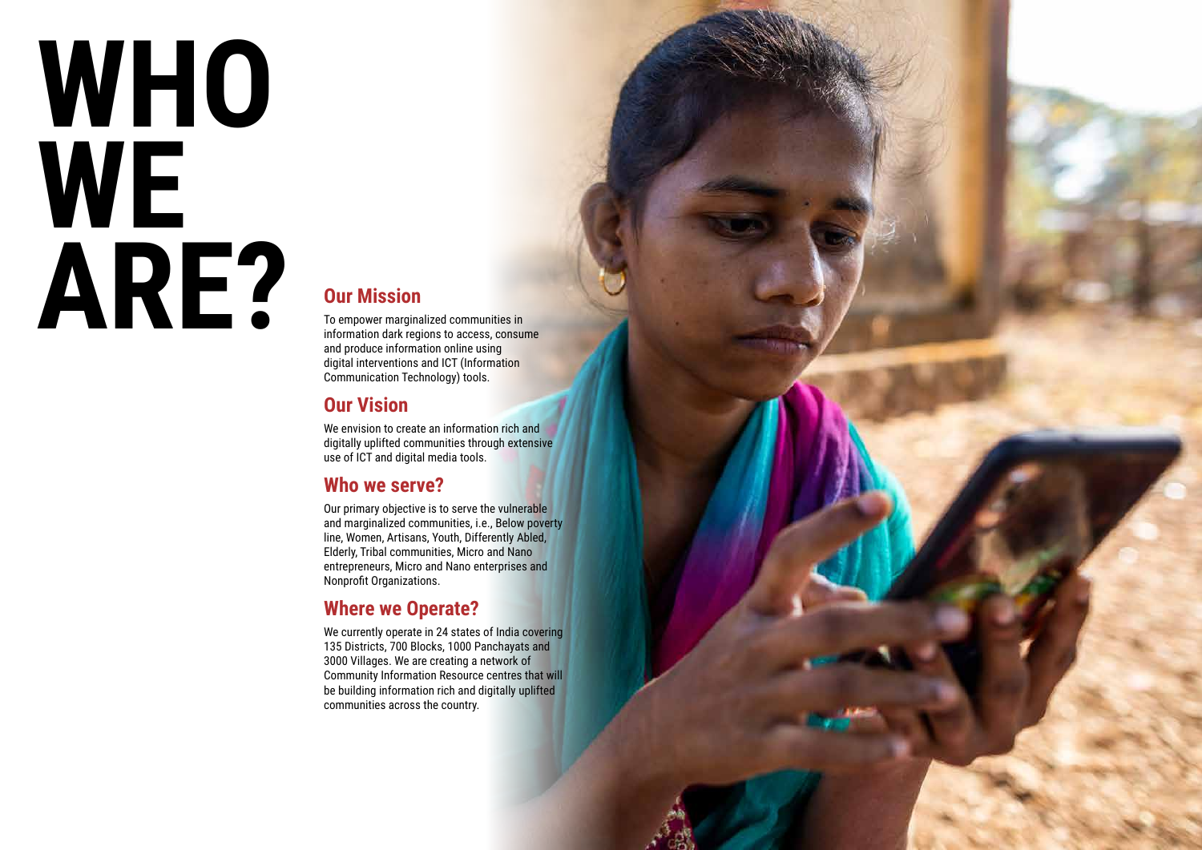# WHO WE ARE?

## Our Mission

To empower marginalized communities in information dark regions to access, consume and produce information online using digital interventions and ICT (Information Communication Technology) tools.

## Our Vision

We envision to create an information rich and digitally uplifted communities through extensive use of ICT and digital media tools.

## Who we serve?

Our primary objective is to serve the vulnerable and marginalized communities, i.e., Below poverty line, Women, Artisans, Youth, Differently Abled, Elderly, Tribal communities, Micro and Nano entrepreneurs, Micro and Nano enterprises and Nonprofit Organizations.

## Where we Operate?

We currently operate in 24 states of India covering 135 Districts, 700 Blocks, 1000 Panchayats and 3000 Villages. We are creating a network of Community Information Resource centres that will be building information rich and digitally uplifted communities across the country.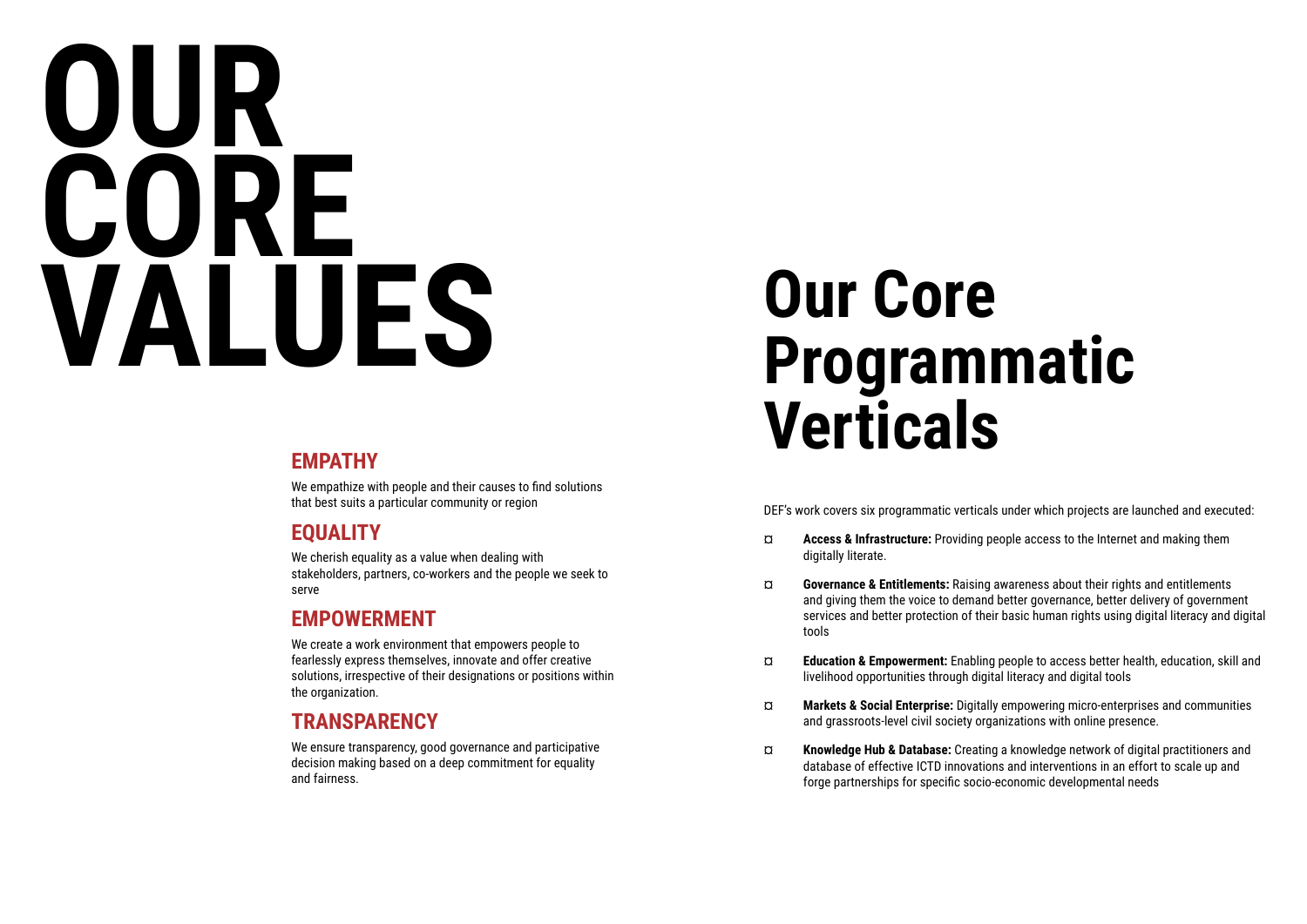# OUR CORE VALUES

## EMPATHY

We empathize with people and their causes to find solutions that best suits a particular community or region

## EQUALITY

We cherish equality as a value when dealing with stakeholders, partners, co-workers and the people we seek to serve

## EMPOWERMENT

We create a work environment that empowers people to fearlessly express themselves, innovate and offer creative solutions, irrespective of their designations or positions within the organization.

## TRANSPARENCY

We ensure transparency, good governance and participative decision making based on a deep commitment for equality and fairness.

# Our Core Programmatic Verticals

DEF's work covers six programmatic verticals under which projects are launched and executed:

- **Access & Infrastructure:** Providing people access to the Internet and making them digitally literate.
- **Governance & Entitlements:** Raising awareness about their rights and entitlements and giving them the voice to demand better governance, better delivery of government services and better protection of their basic human rights using digital literacy and digital tools
- **Education & Empowerment:** Enabling people to access better health, education, skill and livelihood opportunities through digital literacy and digital tools
- **Markets & Social Enterprise:** Digitally empowering micro-enterprises and communities and grassroots-level civil society organizations with online presence.
- **Knowledge Hub & Database:** Creating a knowledge network of digital practitioners and database of effective ICTD innovations and interventions in an effort to scale up and forge partnerships for specific socio-economic developmental needs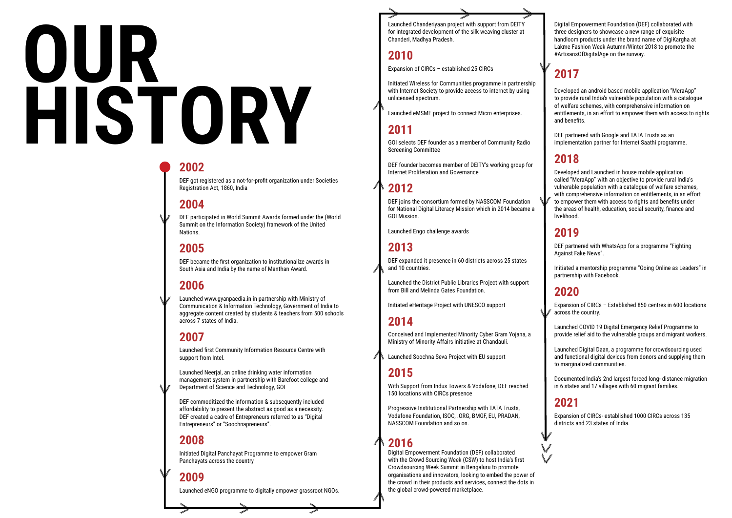# OUR HISTORY

## 2002

DEF got registered as a not-for-profit organization under Societies Registration Act, 1860, India

## 2004

DEF participated in World Summit Awards formed under the (World Summit on the Information Society) framework of the United Nations.

## 2005

DEF became the first organization to institutionalize awards in South Asia and India by the name of Manthan Award.

## 2006

Launched www.gyanpaedia.in in partnership with Ministry of Communication & Information Technology, Government of India to aggregate content created by students & teachers from 500 schools across 7 states of India.

## 2007

Launched first Community Information Resource Centre with support from Intel.

Launched Neerjal, an online drinking water information management system in partnership with Barefoot college and Department of Science and Technology, GOI

DEF commoditized the information & subsequently included affordability to present the abstract as good as a necessity. DEF created a cadre of Entrepreneurs referred to as "Digital Entrepreneurs" or "Soochnapreneurs".

## 2008

Initiated Digital Panchayat Programme to empower Gram Panchayats across the country

## 2009

Launched eNGO programme to digitally empower grassroot NGOs.

Launched Chanderiyaan project with support from DEITY for integrated development of the silk weaving cluster at Chanderi, Madhya Pradesh.

## 2010

Expansion of CIRCs – established 25 CIRCs

Initiated Wireless for Communities programme in partnership with Internet Society to provide access to internet by using unlicensed spectrum.

Launched eMSME project to connect Micro enterprises.

## 2011

GOI selects DEF founder as a member of Community Radio Screening Committee

DEF founder becomes member of DEITY's working group for Internet Proliferation and Governance

## 2012

DEF joins the consortium formed by NASSCOM Foundation for National Digital Literacy Mission which in 2014 became a GOI Mission.

Launched Engo challenge awards

## 2013

DEF expanded it presence in 60 districts across 25 states and 10 countries.

Launched the District Public Libraries Project with support from Bill and Melinda Gates Foundation.

Initiated eHeritage Project with UNESCO support

## 2014

Conceived and Implemented Minority Cyber Gram Yojana, a Ministry of Minority Affairs initiative at Chandauli.

Launched Soochna Seva Project with EU support

## 2015

With Support from Indus Towers & Vodafone, DEF reached 150 locations with CIRCs presence

Progressive Institutional Partnership with TATA Trusts, Vodafone Foundation, ISOC, .ORG, BMGF, EU, PRADAN, NASSCOM Foundation and so on.

## 2016

Digital Empowerment Foundation (DEF) collaborated with the Crowd Sourcing Week (CSW) to host India's first Crowdsourcing Week Summit in Bengaluru to promote organisations and innovators, looking to embed the power of the crowd in their products and services, connect the dots in the global crowd-powered marketplace.

Digital Empowerment Foundation (DEF) collaborated with three designers to showcase a new range of exquisite handloom products under the brand name of DigiKargha at Lakme Fashion Week Autumn/Winter 2018 to promote the #ArtisansOfDigitalAge on the runway.

## 2017

Developed an android based mobile application "MeraApp" to provide rural India's vulnerable population with a catalogue of welfare schemes, with comprehensive information on entitlements, in an effort to empower them with access to rights and benefits.

DEF partnered with Google and TATA Trusts as an implementation partner for Internet Saathi programme.

## 2018

Developed and Launched in house mobile application called "MeraApp" with an objective to provide rural India's vulnerable population with a catalogue of welfare schemes, with comprehensive information on entitlements, in an effort to empower them with access to rights and benefits under the areas of health, education, social security, finance and livelihood.

## 2019

DEF partnered with WhatsApp for a programme "Fighting Against Fake News".

Initiated a mentorship programme "Going Online as Leaders" in partnership with Facebook.

## 2020

Expansion of CIRCs – Established 850 centres in 600 locations across the country.

Launched COVID 19 Digital Emergency Relief Programme to provide relief aid to the vulnerable groups and migrant workers.

Launched Digital Daan, a programme for crowdsourcing used and functional digital devices from donors and supplying them to marginalized communities.

Documented India's 2nd largest forced long- distance migration in 6 states and 17 villages with 60 migrant families.

## 2021

Expansion of CIRCs- established 1000 CIRCs across 135 districts and 23 states of India.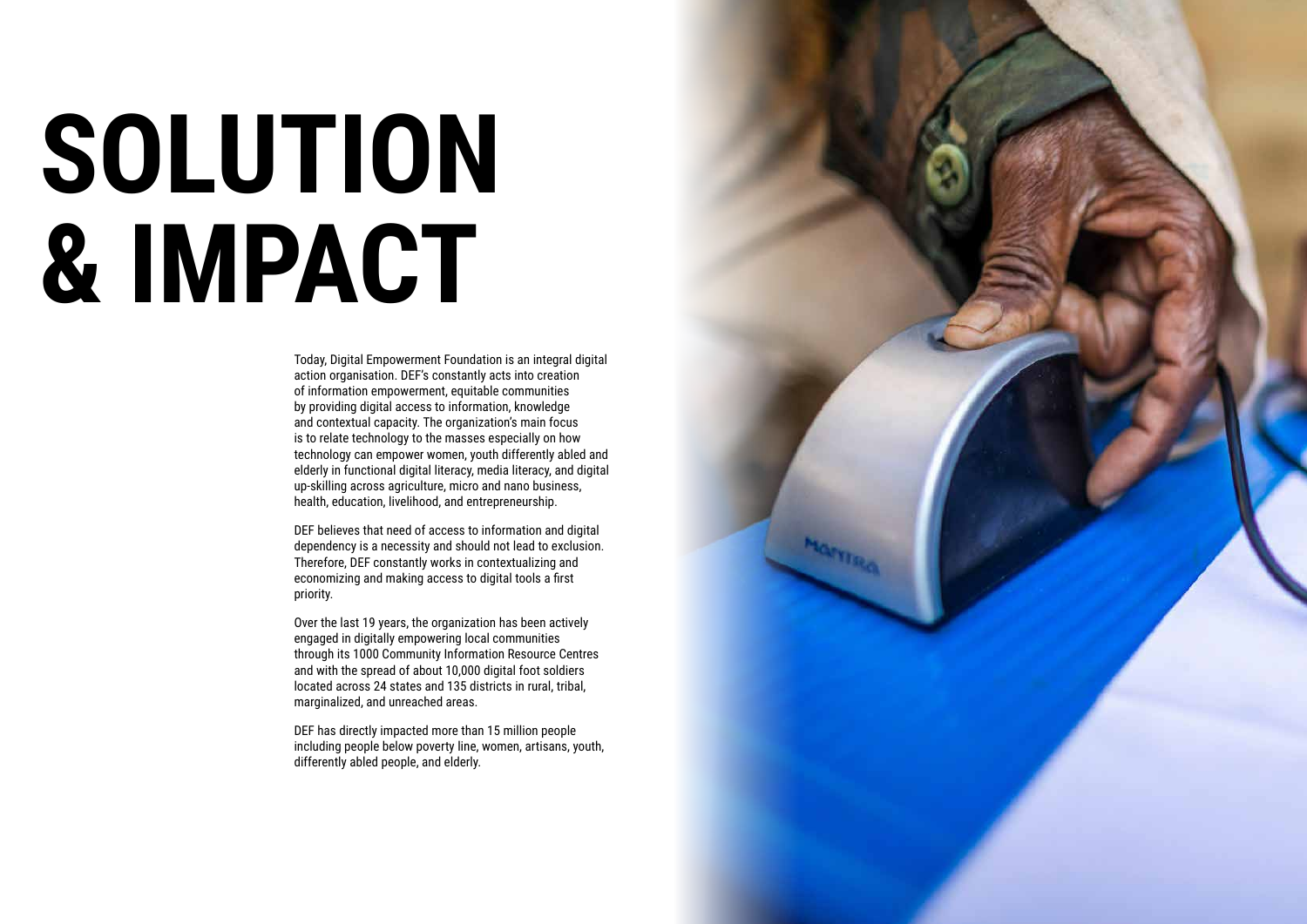# SOLUTION & IMPACT

Today, Digital Empowerment Foundation is an integral digital action organisation. DEF's constantly acts into creation of information empowerment, equitable communities by providing digital access to information, knowledge and contextual capacity. The organization's main focus is to relate technology to the masses especially on how technology can empower women, youth differently abled and elderly in functional digital literacy, media literacy, and digital up-skilling across agriculture, micro and nano business, health, education, livelihood, and entrepreneurship.

DEF believes that need of access to information and digital dependency is a necessity and should not lead to exclusion. Therefore, DEF constantly works in contextualizing and economizing and making access to digital tools a first priority.

Over the last 19 years, the organization has been actively engaged in digitally empowering local communities through its 1000 Community Information Resource Centres and with the spread of about 10,000 digital foot soldiers located across 24 states and 135 districts in rural, tribal, marginalized, and unreached areas.

DEF has directly impacted more than 15 million people including people below poverty line, women, artisans, youth, differently abled people, and elderly.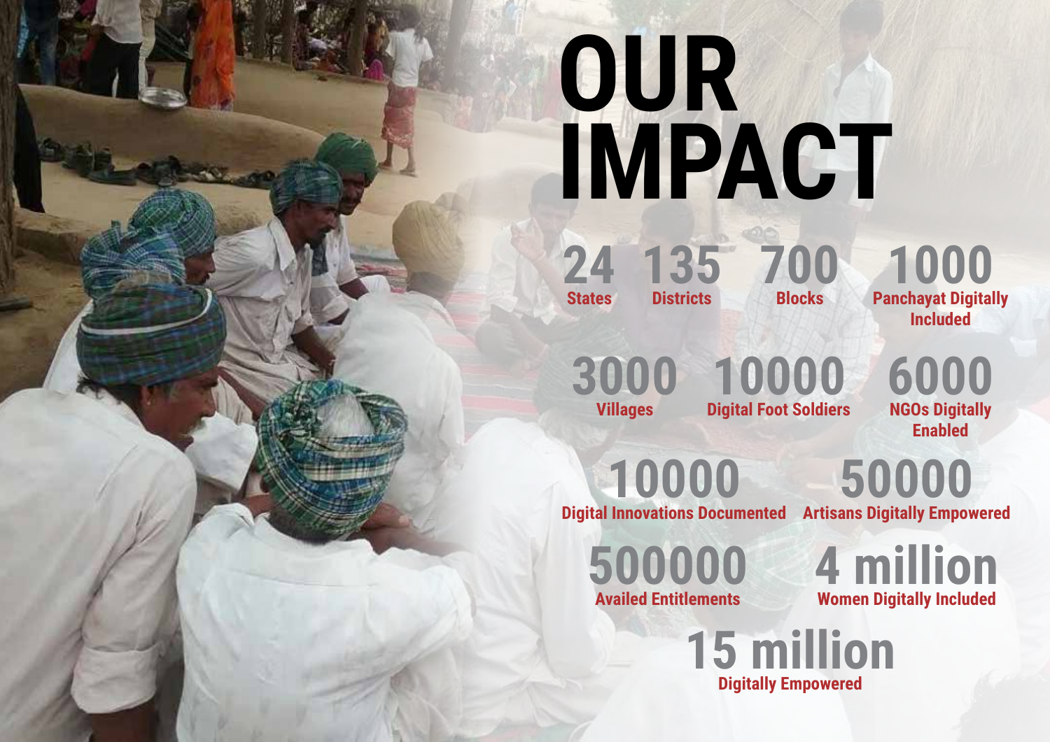# OUR IMPACT

**24** States

**135** Districts

**700** Blocks

**1000** Panchayat Digitally Included

**3000** Villages

**10000** Digital Foot Soldiers

**6000** NGOs Digitally Enabled

**10000** Digital Innovations Documented

**50000** Artisans Digitally Empowered

**500000** Availed Entitlements

**4 million** Women Digitally Included

**15 million** Digitally Empowered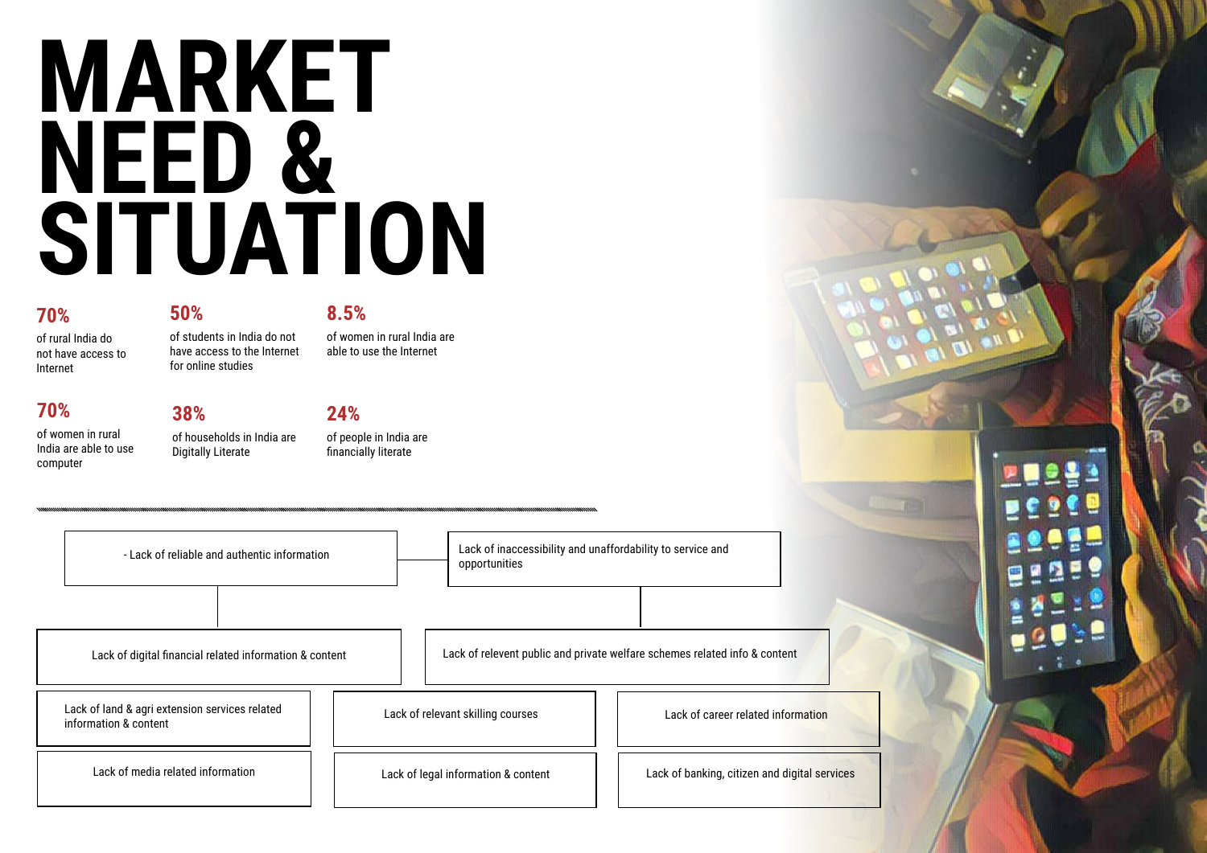# MARKET NEED & SITUATION

**70%**
of rural India do not have access to Internet

**50%**
of students in India do not have access to the Internet for online studies

**8.5%**
of women in rural India are able to use the Internet

**70%**
of women in rural India are able to use computer

**38%**
of households in India are Digitally Literate

**24%**
of people in India are financially literate

---

- Lack of reliable and authentic information

Lack of inaccessibility and unaffordability to service and opportunities

Lack of digital financial related information & content

Lack of relevent public and private welfare schemes related info & content

Lack of land & agri extension services related information & content

Lack of relevant skilling courses

Lack of career related information

Lack of media related information

Lack of legal information & content

Lack of banking, citizen and digital services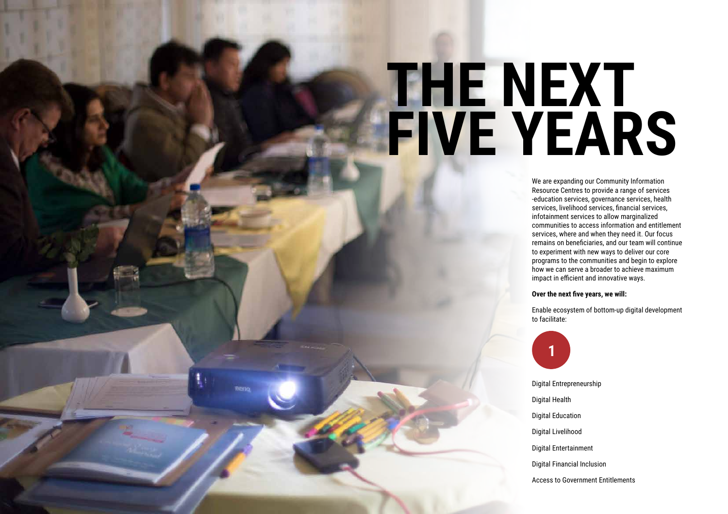# THE NEXT FIVE YEARS

We are expanding our Community Information Resource Centres to provide a range of services -education services, governance services, health services, livelihood services, financial services, infotainment services to allow marginalized communities to access information and entitlement services, where and when they need it. Our focus remains on beneficiaries, and our team will continue to experiment with new ways to deliver our core programs to the communities and begin to explore how we can serve a broader to achieve maximum impact in efficient and innovative ways.

**Over the next five years, we will:**

Enable ecosystem of bottom-up digital development to facilitate:

1

Digital Entrepreneurship

Digital Health

Digital Education

Digital Livelihood

Digital Entertainment

Digital Financial Inclusion

Access to Government Entitlements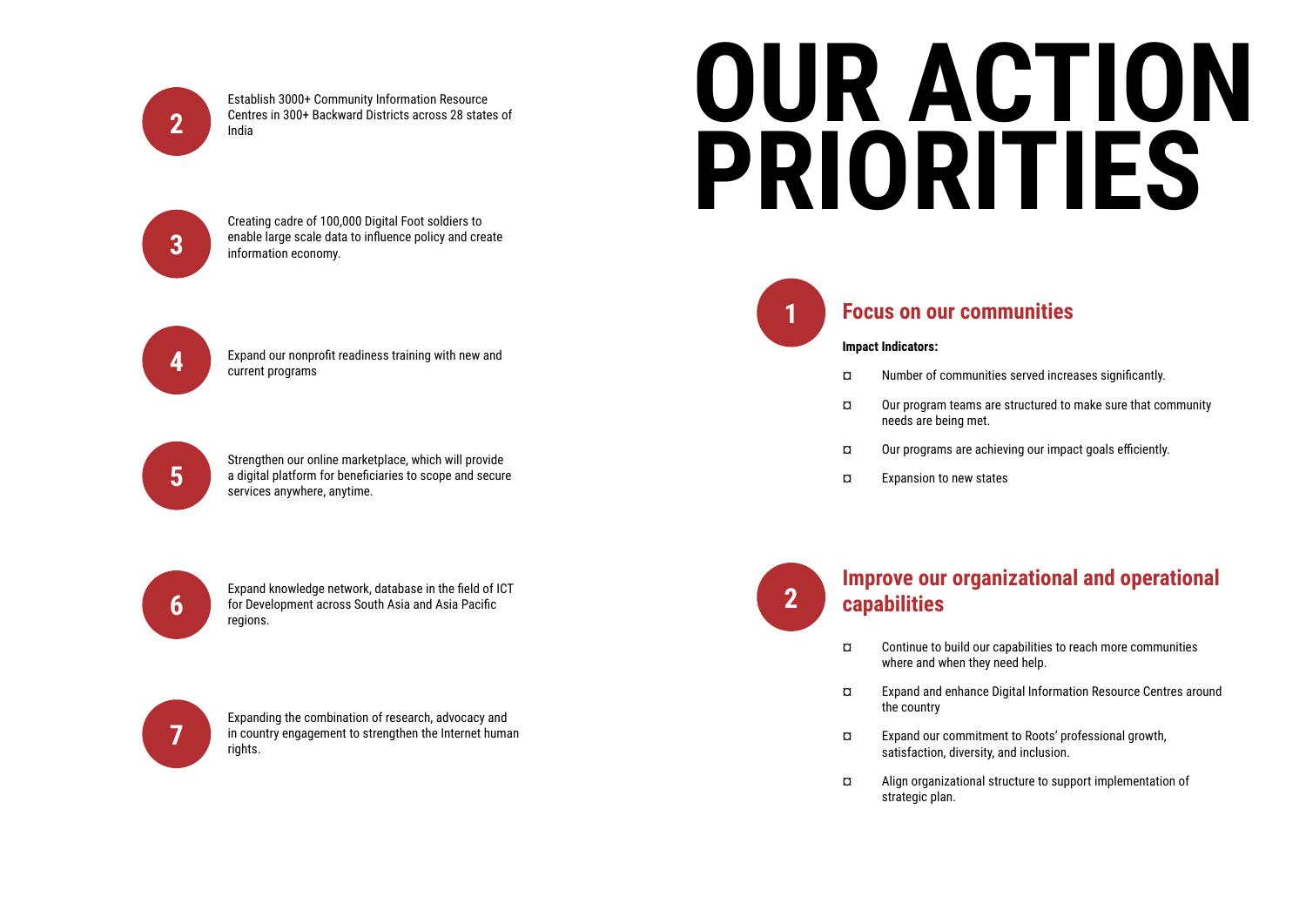# OUR ACTION PRIORITIES

## 1 Focus on our communities

**Impact Indicators:**

- Number of communities served increases significantly.
- Our program teams are structured to make sure that community needs are being met.
- Our programs are achieving our impact goals efficiently.
- Expansion to new states

## 2 Improve our organizational and operational capabilities

- Continue to build our capabilities to reach more communities where and when they need help.
- Expand and enhance Digital Information Resource Centres around the country
- Expand our commitment to Roots' professional growth, satisfaction, diversity, and inclusion.
- Align organizational structure to support implementation of strategic plan.

**2** Establish 3000+ Community Information Resource Centres in 300+ Backward Districts across 28 states of India

**3** Creating cadre of 100,000 Digital Foot soldiers to enable large scale data to influence policy and create information economy.

**4** Expand our nonprofit readiness training with new and current programs

**5** Strengthen our online marketplace, which will provide a digital platform for beneficiaries to scope and secure services anywhere, anytime.

**6** Expand knowledge network, database in the field of ICT for Development across South Asia and Asia Pacific regions.

**7** Expanding the combination of research, advocacy and in country engagement to strengthen the Internet human rights.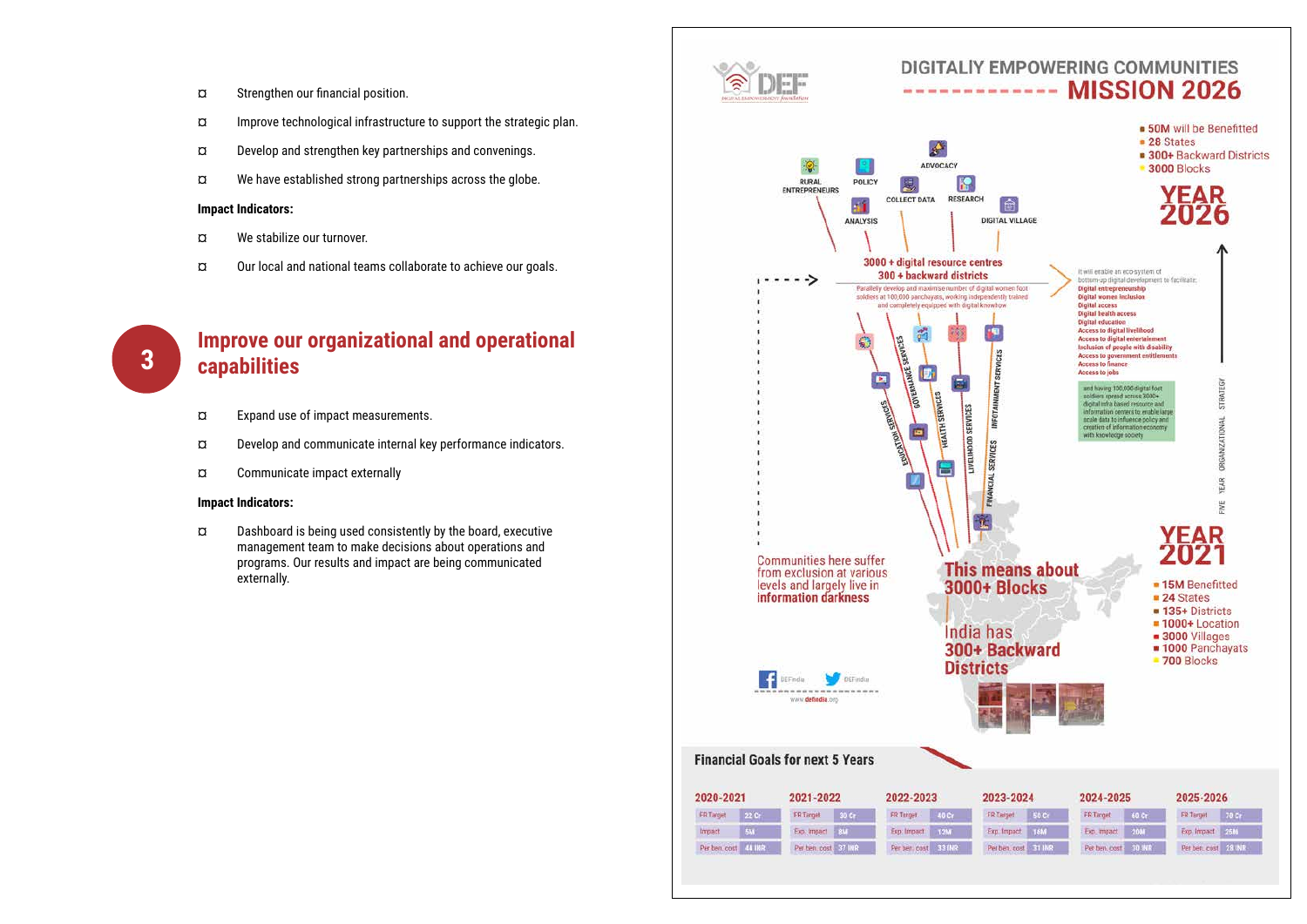- Strengthen our financial position.
- Improve technological infrastructure to support the strategic plan.
- Develop and strengthen key partnerships and convenings.
- We have established strong partnerships across the globe.

**Impact Indicators:**

- We stabilize our turnover.
- Our local and national teams collaborate to achieve our goals.

## 3 Improve our organizational and operational capabilities

- Expand use of impact measurements.
- Develop and communicate internal key performance indicators.
- Communicate impact externally

**Impact Indicators:**

- Dashboard is being used consistently by the board, executive management team to make decisions about operations and programs. Our results and impact are being communicated externally.

# DIGITALIY EMPOWERING COMMUNITIES MISSION 2026

**YEAR 2026**

- 50M will be Benefitted
- 28 States
- 300+ Backward Districts
- 3000 Blocks

RURAL ENTREPRENEURS · POLICY · ADVOCACY · ANALYSIS · COLLECT DATA · RESEARCH · DIGITAL VILLAGE

**3000 + digital resource centres**
**300 + backward districts**

Parallelly develop and maximise number of digital women foot soldiers at 100,000 panchayats, working independently trained and completely equipped with digital knowhow

It will enable an eco-system of bottom-up digital development to facilitate:

- Digital entrepreneurship
- Digital women inclusion
- Digital access
- Digital health access
- Digital education
- Access to digital livelihood
- Access to digital entertainment
- Inclusion of people with disability
- Access to government entitlements
- Access to finance
- Access to jobs

and having 100,000 digital foot soldiers spread across 3000+ digital infra based resource and information centers to enable large scale data to influence policy and creation of information economy with knowledge society

EDUCATION SERVICES · GOVERNANCE SERVICES · HEALTH SERVICES · LIVELIHOOD SERVICES · INFOTAINMENT SERVICES · FINANCIAL SERVICES

Communities here suffer from exclusion at various levels and largely live in information darkness

This means about 3000+ Blocks

India has 300+ Backward Districts

FIVE YEAR ORGANIZATIONAL STRATEGY

**YEAR 2021**

- 15M Benefitted
- 24 States
- 135+ Districts
- 1000+ Location
- 3000 Villages
- 1000 Panchayats
- 700 Blocks

DEFindia · DEFindia · www.defindia.org

### Financial Goals for next 5 Years

| | 2020-2021 | 2021-2022 | 2022-2023 | 2023-2024 | 2024-2025 | 2025-2026 |
|---|---|---|---|---|---|---|
| FR Target | 22 Cr | 30 Cr | 40 Cr | 50 Cr | 40 Cr | 70 Cr |
| Impact / Exp. Impact | 5M | 8M | 12M | 16M | 20M | 25M |
| Per ben. cost | 44 INR | 37 INR | 33 INR | 31 INR | 30 INR | 28 INR |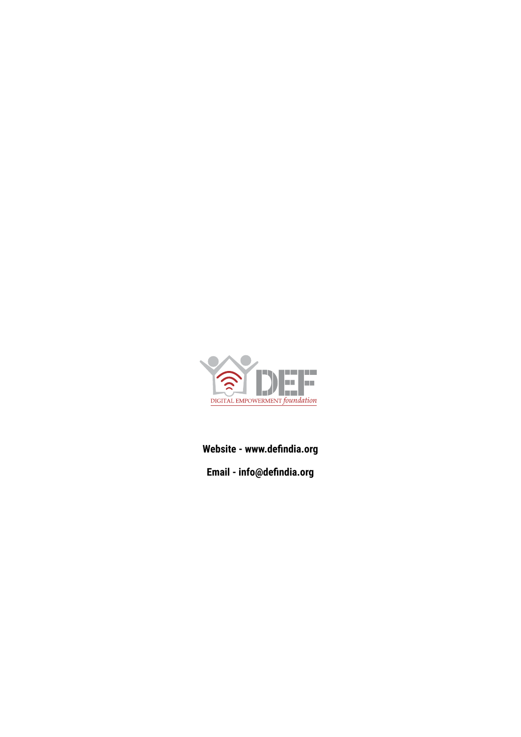DIGITAL EMPOWERMENT *foundation*

**Website - www.defindia.org**

**Email - info@defindia.org**